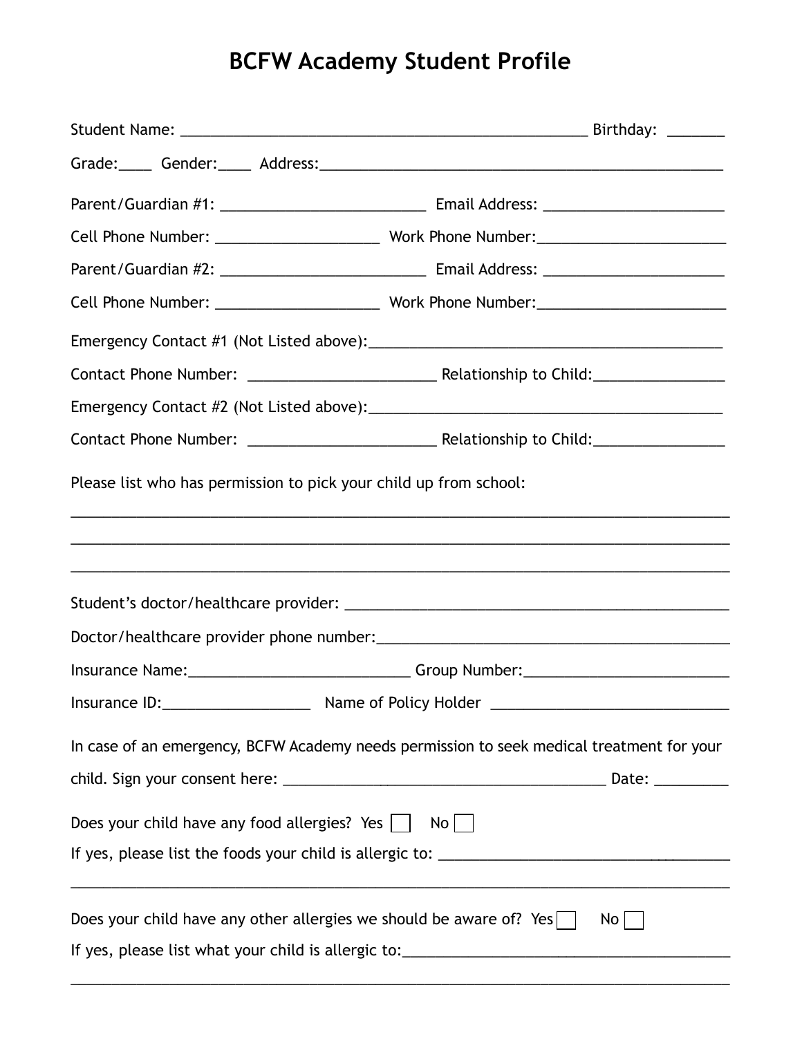# BCFW Academy Student Profile

Student Name: ___________________________________________________ Birthday: _______

Grade:____ Gender:____ Address:___________________________________________________

Parent/Guardian #1: _________________________ Email Address: ______________________

Cell Phone Number: ____________________ Work Phone Number:_______________________

Parent/Guardian #2: _________________________ Email Address: ______________________

Cell Phone Number: ____________________ Work Phone Number:_______________________

Emergency Contact #1 (Not Listed above):_____________________________________________

Contact Phone Number: _______________________ Relationship to Child:________________

Emergency Contact #2 (Not Listed above):_____________________________________________

Contact Phone Number: _______________________ Relationship to Child:________________

Please list who has permission to pick your child up from school:

_________________________________________________________________________________

_________________________________________________________________________________

_________________________________________________________________________________

Student's doctor/healthcare provider: _______________________________________________

Doctor/healthcare provider phone number:____________________________________________

Insurance Name:___________________________ Group Number:_________________________

Insurance ID:__________________ Name of Policy Holder ______________________________

In case of an emergency, BCFW Academy needs permission to seek medical treatment for your child. Sign your consent here: ________________________________________ Date: _________

Does your child have any food allergies? Yes ☐ No ☐

If yes, please list the foods your child is allergic to: ___________________________________

_________________________________________________________________________________

Does your child have any other allergies we should be aware of? Yes ☐ No ☐

If yes, please list what your child is allergic to:________________________________________

_________________________________________________________________________________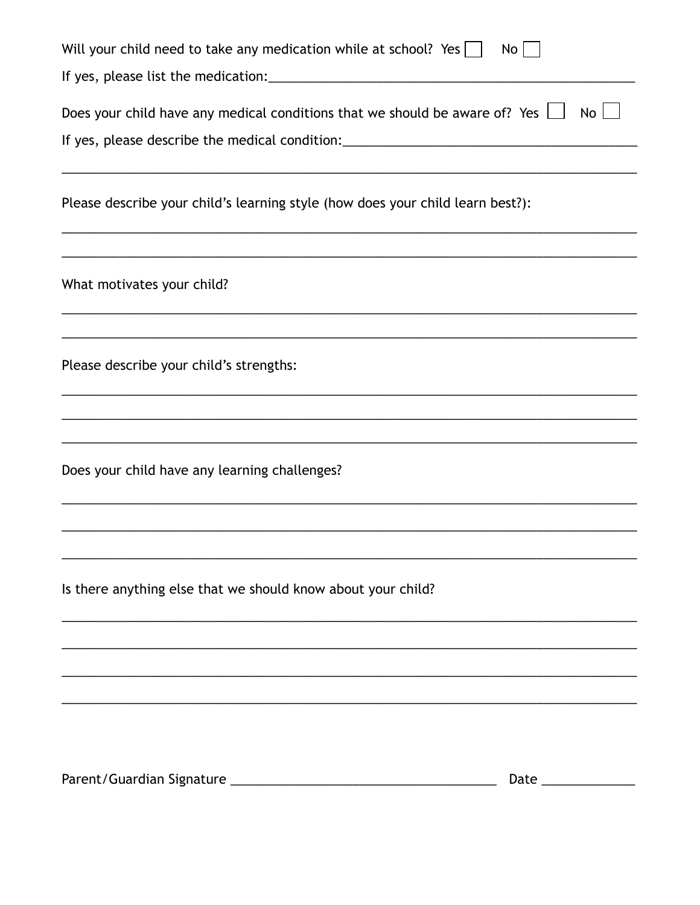Will your child need to take any medication while at school? Yes ☐ No ☐

If yes, please list the medication:_____________________________________________

Does your child have any medical conditions that we should be aware of? Yes ☐ No ☐

If yes, please describe the medical condition:____________________________________

_______________________________________________________________________________

Please describe your child's learning style (how does your child learn best?):

_______________________________________________________________________________

_______________________________________________________________________________

What motivates your child?

_______________________________________________________________________________

_______________________________________________________________________________

Please describe your child's strengths:

_______________________________________________________________________________

_______________________________________________________________________________

_______________________________________________________________________________

Does your child have any learning challenges?

_______________________________________________________________________________

_______________________________________________________________________________

_______________________________________________________________________________

Is there anything else that we should know about your child?

_______________________________________________________________________________

_______________________________________________________________________________

_______________________________________________________________________________

_______________________________________________________________________________

Parent/Guardian Signature ___________________________________ Date ____________